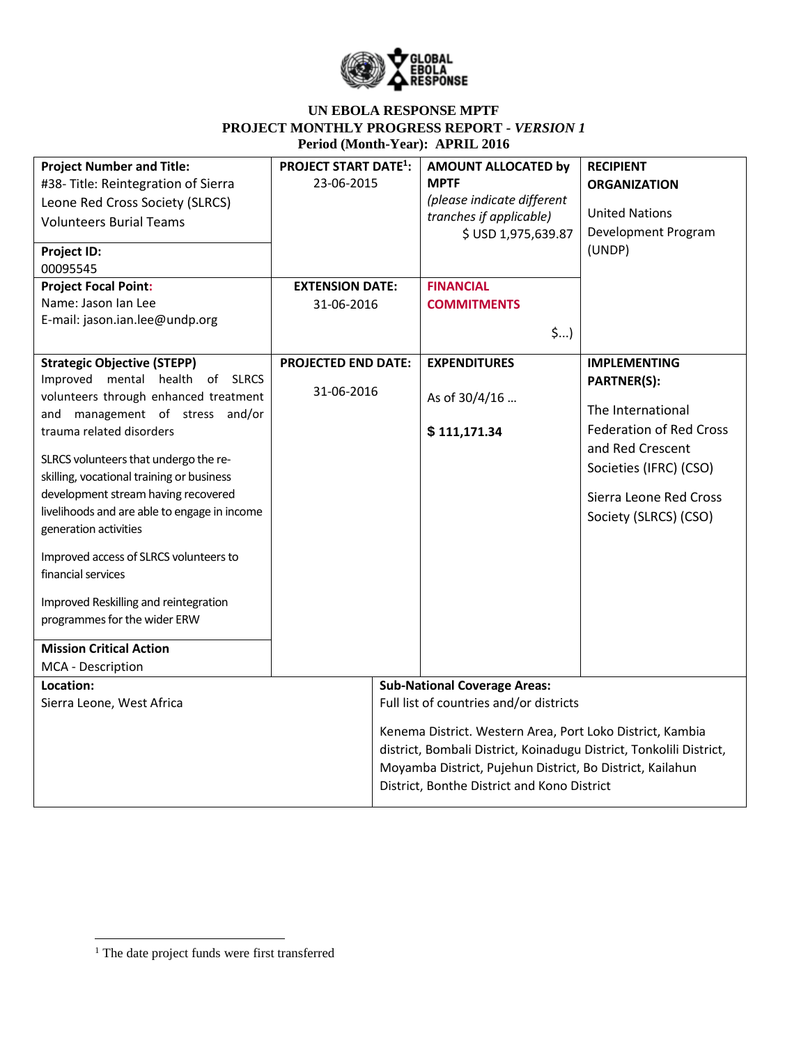GLOBAL EBOLA RESPONSE

**UN EBOLA RESPONSE MPTF**
**PROJECT MONTHLY PROGRESS REPORT - *VERSION 1***
**Period (Month-Year): APRIL 2016**

| **Project Number and Title:** #38- Title: Reintegration of Sierra Leone Red Cross Society (SLRCS) Volunteers Burial Teams<br><br>**Project ID:** 00095545 | **PROJECT START DATE[1]:** 23-06-2015 | **AMOUNT ALLOCATED by MPTF** *(please indicate different tranches if applicable)* $ USD 1,975,639.87 | **RECIPIENT ORGANIZATION**<br><br>United Nations Development Program (UNDP) |
|---|---|---|---|
| **Project Focal Point:** Name: Jason Ian Lee<br>E-mail: jason.ian.lee@undp.org | **EXTENSION DATE:** 31-06-2016 | **FINANCIAL COMMITMENTS**<br><br>$...) | |
| **Strategic Objective (STEPP)** Improved mental health of SLRCS volunteers through enhanced treatment and management of stress and/or trauma related disorders<br><br>SLRCS volunteers that undergo the re-skilling, vocational training or business development stream having recovered livelihoods and are able to engage in income generation activities<br><br>Improved access of SLRCS volunteers to financial services<br><br>Improved Reskilling and reintegration programmes for the wider ERW<br><br>**Mission Critical Action**<br>MCA - Description | **PROJECTED END DATE:** 31-06-2016 | **EXPENDITURES**<br><br>As of 30/4/16 …<br><br>**$ 111,171.34** | **IMPLEMENTING PARTNER(S):**<br><br>The International Federation of Red Cross and Red Crescent Societies (IFRC) (CSO)<br><br>Sierra Leone Red Cross Society (SLRCS) (CSO) |
| **Location:** Sierra Leone, West Africa | **Sub-National Coverage Areas:** Full list of countries and/or districts<br><br>Kenema District. Western Area, Port Loko District, Kambia district, Bombali District, Koinadugu District, Tonkolili District, Moyamba District, Pujehun District, Bo District, Kailahun District, Bonthe District and Kono District | | |

[1] The date project funds were first transferred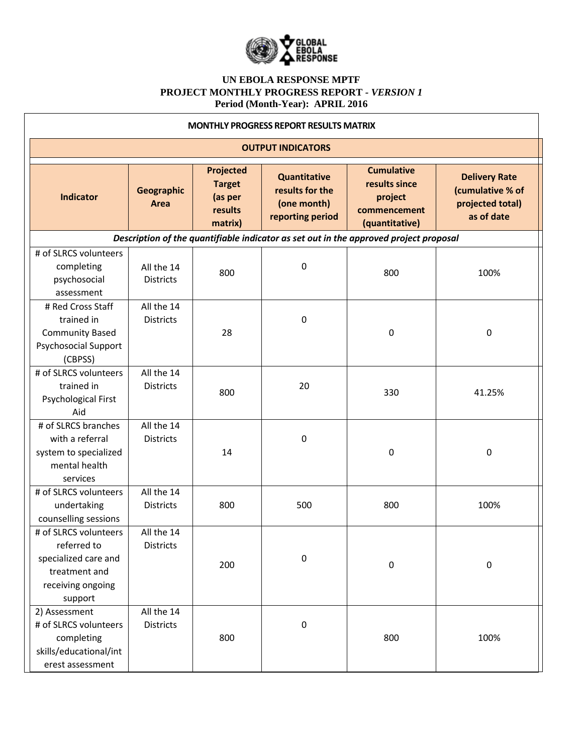**UN EBOLA RESPONSE MPTF**
**PROJECT MONTHLY PROGRESS REPORT - *VERSION 1***
**Period (Month-Year): APRIL 2016**

**MONTHLY PROGRESS REPORT RESULTS MATRIX**

**OUTPUT INDICATORS**

| Indicator | Geographic Area | Projected Target (as per results matrix) | Quantitative results for the (one month) reporting period | Cumulative results since project commencement (quantitative) | Delivery Rate (cumulative % of projected total) as of date |
|---|---|---|---|---|---|
| ***Description of the quantifiable indicator as set out in the approved project proposal*** | | | | | |
| # of SLRCS volunteers completing psychosocial assessment | All the 14 Districts | 800 | 0 | 800 | 100% |
| # Red Cross Staff trained in Community Based Psychosocial Support (CBPSS) | All the 14 Districts | 28 | 0 | 0 | 0 |
| # of SLRCS volunteers trained in Psychological First Aid | All the 14 Districts | 800 | 20 | 330 | 41.25% |
| # of SLRCS branches with a referral system to specialized mental health services | All the 14 Districts | 14 | 0 | 0 | 0 |
| # of SLRCS volunteers undertaking counselling sessions | All the 14 Districts | 800 | 500 | 800 | 100% |
| # of SLRCS volunteers referred to specialized care and treatment and receiving ongoing support | All the 14 Districts | 200 | 0 | 0 | 0 |
| 2) Assessment # of SLRCS volunteers completing skills/educational/interest assessment | All the 14 Districts | 800 | 0 | 800 | 100% |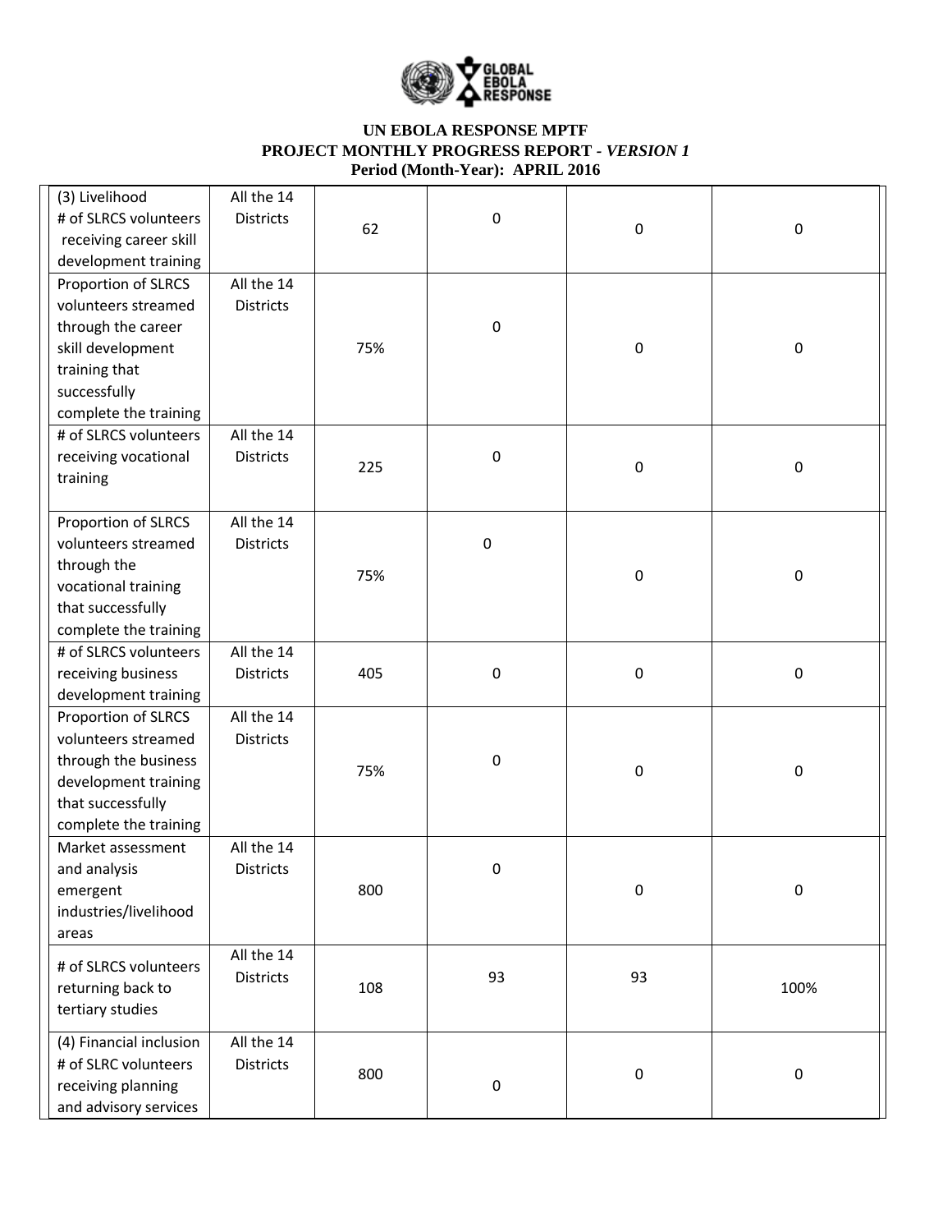**UN EBOLA RESPONSE MPTF**
**PROJECT MONTHLY PROGRESS REPORT -** ***VERSION 1***
**Period (Month-Year): APRIL 2016**

| | | | | | |
|---|---|---|---|---|---|
| (3) Livelihood<br># of SLRCS volunteers receiving career skill development training | All the 14 Districts | 62 | 0 | 0 | 0 |
| Proportion of SLRCS volunteers streamed through the career skill development training that successfully complete the training | All the 14 Districts | 75% | 0 | 0 | 0 |
| # of SLRCS volunteers receiving vocational training | All the 14 Districts | 225 | 0 | 0 | 0 |
| Proportion of SLRCS volunteers streamed through the vocational training that successfully complete the training | All the 14 Districts | 75% | 0 | 0 | 0 |
| # of SLRCS volunteers receiving business development training | All the 14 Districts | 405 | 0 | 0 | 0 |
| Proportion of SLRCS volunteers streamed through the business development training that successfully complete the training | All the 14 Districts | 75% | 0 | 0 | 0 |
| Market assessment and analysis emergent industries/livelihood areas | All the 14 Districts | 800 | 0 | 0 | 0 |
| # of SLRCS volunteers returning back to tertiary studies | All the 14 Districts | 108 | 93 | 93 | 100% |
| (4) Financial inclusion<br># of SLRC volunteers receiving planning and advisory services | All the 14 Districts | 800 | 0 | 0 | 0 |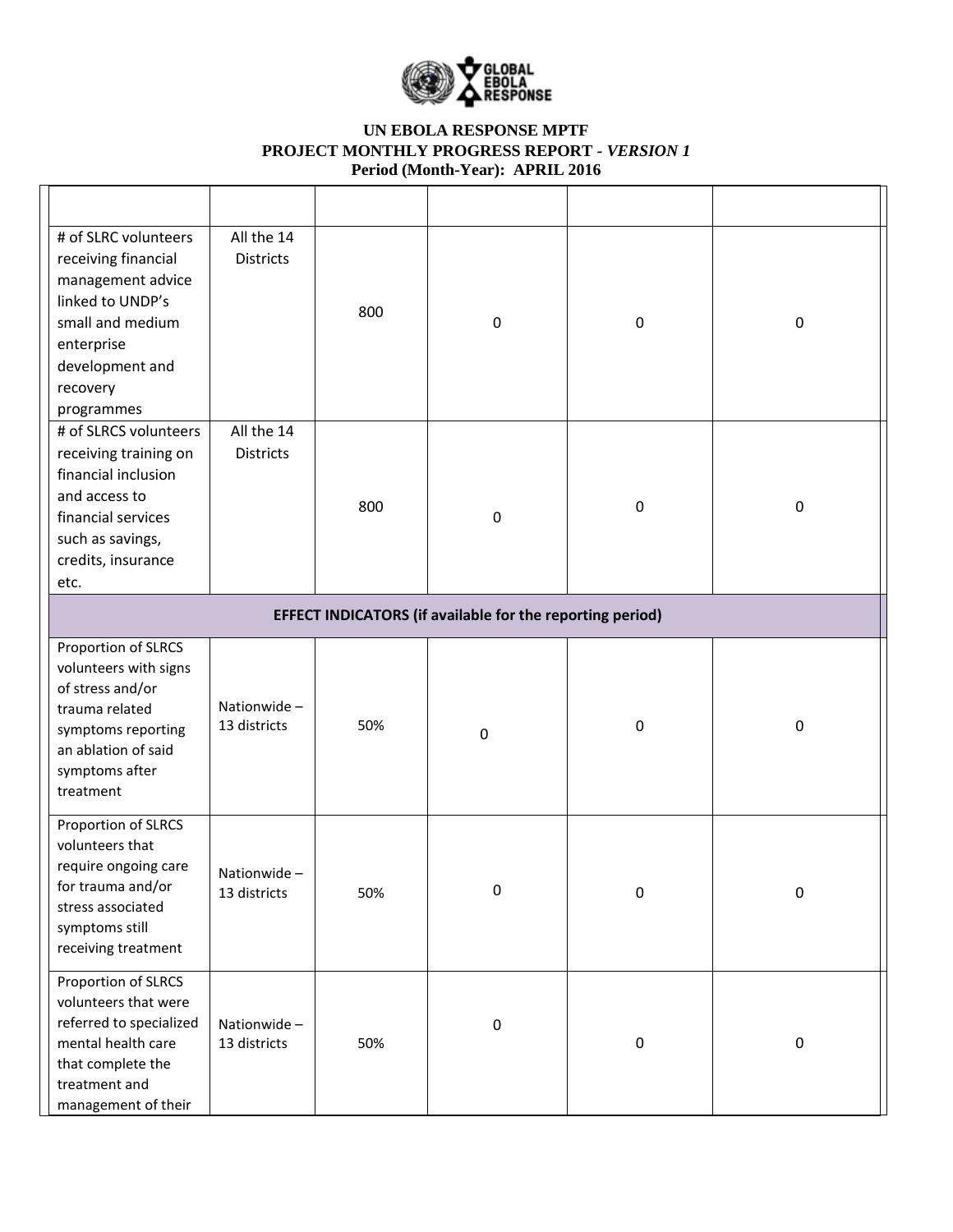**UN EBOLA RESPONSE MPTF**
**PROJECT MONTHLY PROGRESS REPORT -** ***VERSION 1***
**Period (Month-Year): APRIL 2016**

| | | | | | |
|---|---|---|---|---|---|
| # of SLRC volunteers receiving financial management advice linked to UNDP's small and medium enterprise development and recovery programmes | All the 14 Districts | 800 | 0 | 0 | 0 |
| # of SLRCS volunteers receiving training on financial inclusion and access to financial services such as savings, credits, insurance etc. | All the 14 Districts | 800 | 0 | 0 | 0 |
| **EFFECT INDICATORS (if available for the reporting period)** | | | | | |
| Proportion of SLRCS volunteers with signs of stress and/or trauma related symptoms reporting an ablation of said symptoms after treatment | Nationwide – 13 districts | 50% | 0 | 0 | 0 |
| Proportion of SLRCS volunteers that require ongoing care for trauma and/or stress associated symptoms still receiving treatment | Nationwide – 13 districts | 50% | 0 | 0 | 0 |
| Proportion of SLRCS volunteers that were referred to specialized mental health care that complete the treatment and management of their | Nationwide – 13 districts | 50% | 0 | 0 | 0 |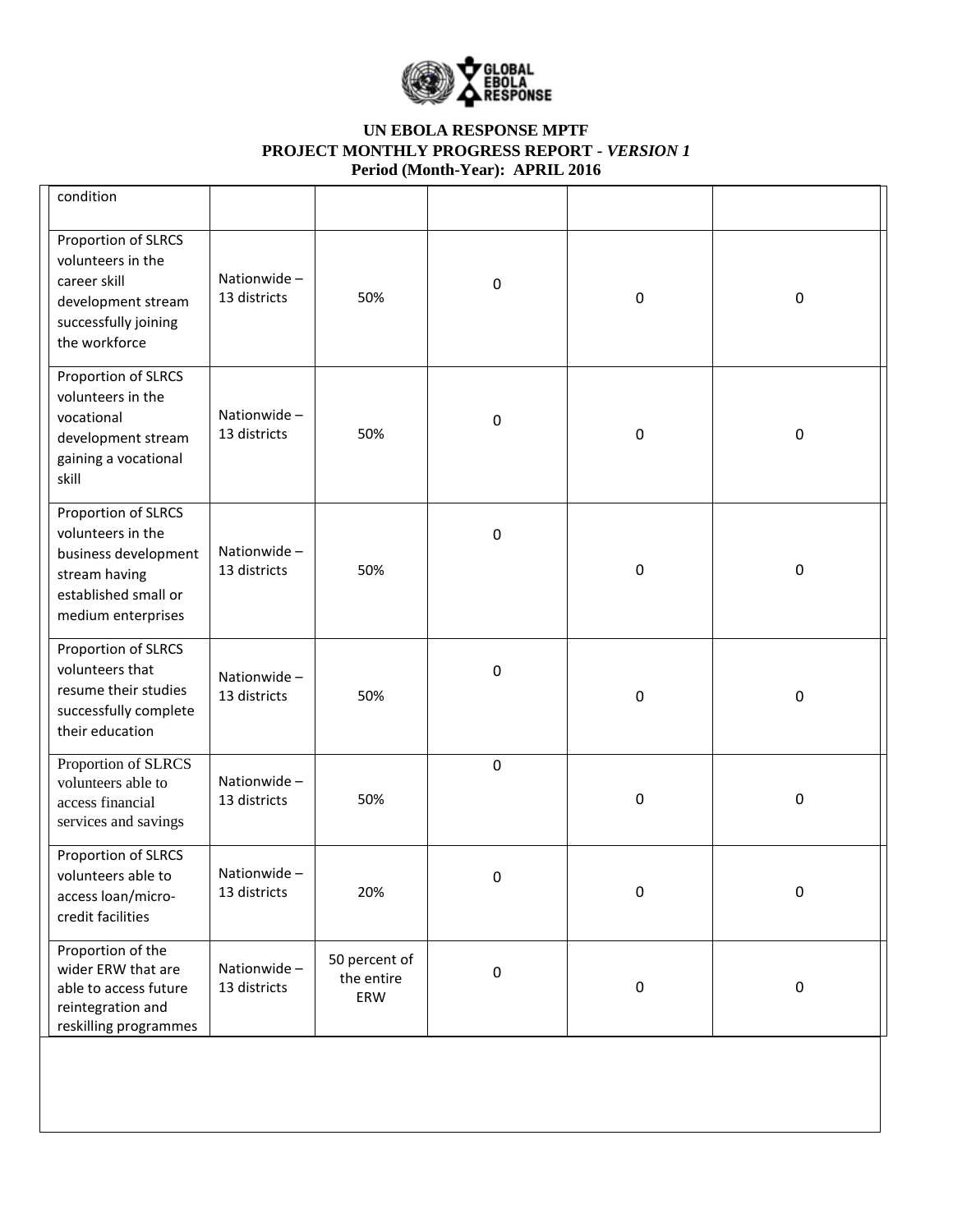| | | | | | |
|---|---|---|---|---|---|
| condition | | | | | |
| Proportion of SLRCS volunteers in the career skill development stream successfully joining the workforce | Nationwide – 13 districts | 50% | 0 | 0 | 0 |
| Proportion of SLRCS volunteers in the vocational development stream gaining a vocational skill | Nationwide – 13 districts | 50% | 0 | 0 | 0 |
| Proportion of SLRCS volunteers in the business development stream having established small or medium enterprises | Nationwide – 13 districts | 50% | 0 | 0 | 0 |
| Proportion of SLRCS volunteers that resume their studies successfully complete their education | Nationwide – 13 districts | 50% | 0 | 0 | 0 |
| Proportion of SLRCS volunteers able to access financial services and savings | Nationwide – 13 districts | 50% | 0 | 0 | 0 |
| Proportion of SLRCS volunteers able to access loan/micro-credit facilities | Nationwide – 13 districts | 20% | 0 | 0 | 0 |
| Proportion of the wider ERW that are able to access future reintegration and reskilling programmes | Nationwide – 13 districts | 50 percent of the entire ERW | 0 | 0 | 0 |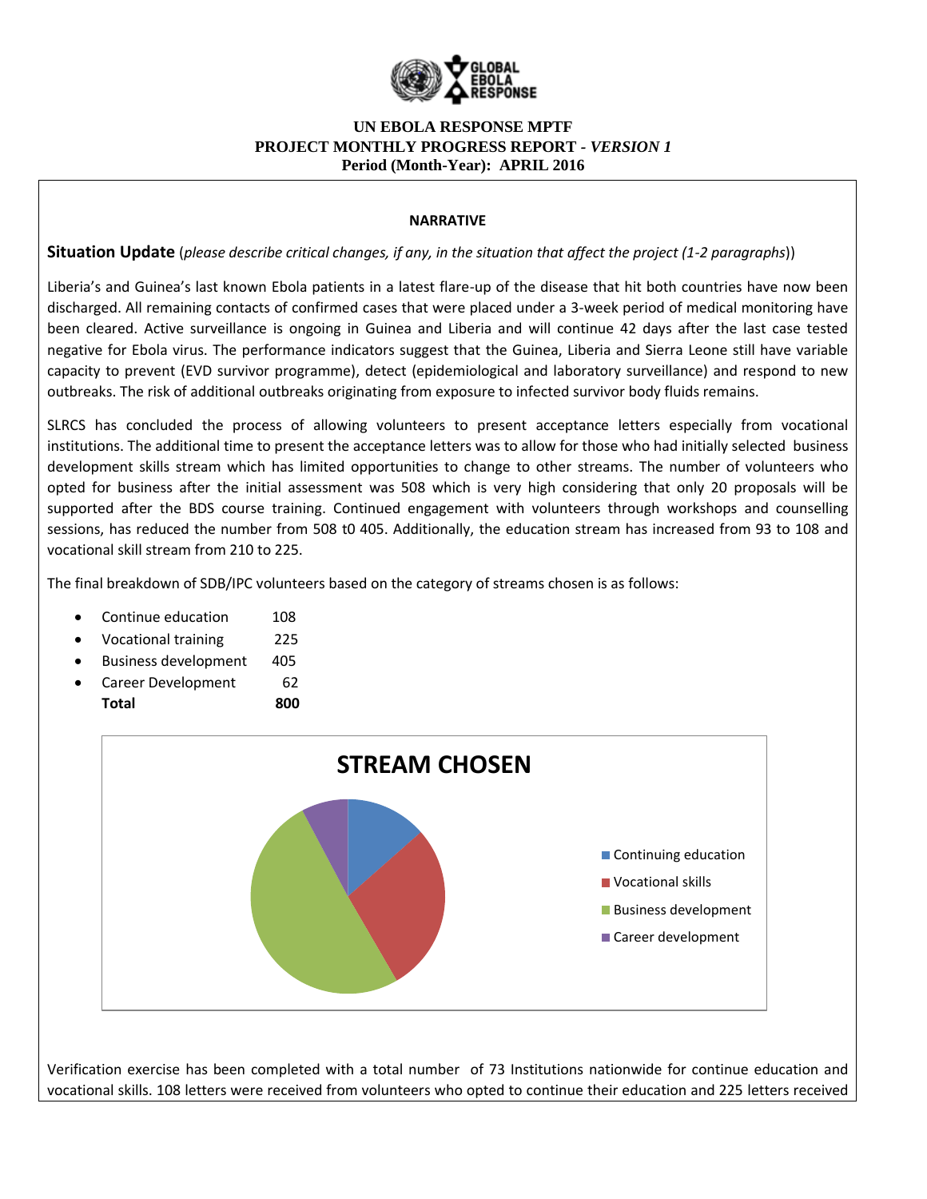# UN EBOLA RESPONSE MPTF
## PROJECT MONTHLY PROGRESS REPORT - *VERSION 1*
### Period (Month-Year): APRIL 2016

**NARRATIVE**

**Situation Update** (*please describe critical changes, if any, in the situation that affect the project (1-2 paragraphs)*)

Liberia's and Guinea's last known Ebola patients in a latest flare-up of the disease that hit both countries have now been discharged. All remaining contacts of confirmed cases that were placed under a 3-week period of medical monitoring have been cleared. Active surveillance is ongoing in Guinea and Liberia and will continue 42 days after the last case tested negative for Ebola virus. The performance indicators suggest that the Guinea, Liberia and Sierra Leone still have variable capacity to prevent (EVD survivor programme), detect (epidemiological and laboratory surveillance) and respond to new outbreaks. The risk of additional outbreaks originating from exposure to infected survivor body fluids remains.

SLRCS has concluded the process of allowing volunteers to present acceptance letters especially from vocational institutions. The additional time to present the acceptance letters was to allow for those who had initially selected business development skills stream which has limited opportunities to change to other streams. The number of volunteers who opted for business after the initial assessment was 508 which is very high considering that only 20 proposals will be supported after the BDS course training. Continued engagement with volunteers through workshops and counselling sessions, has reduced the number from 508 t0 405. Additionally, the education stream has increased from 93 to 108 and vocational skill stream from 210 to 225.

The final breakdown of SDB/IPC volunteers based on the category of streams chosen is as follows:

- Continue education 108
- Vocational training 225
- Business development 405
- Career Development 62

**Total 800**

**STREAM CHOSEN**

- Continuing education
- Vocational skills
- Business development
- Career development

Verification exercise has been completed with a total number of 73 Institutions nationwide for continue education and vocational skills. 108 letters were received from volunteers who opted to continue their education and 225 letters received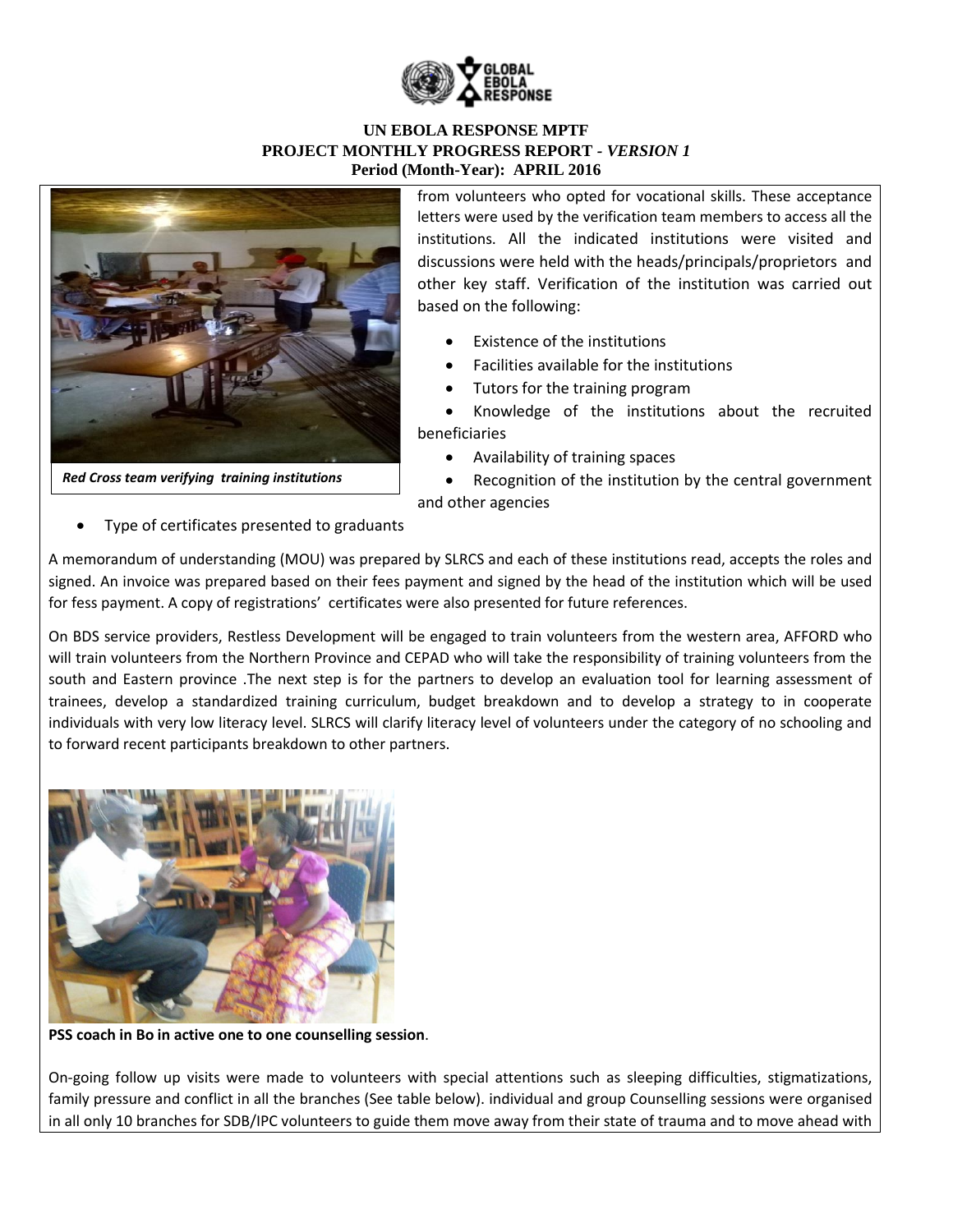# UN EBOLA RESPONSE MPTF
## PROJECT MONTHLY PROGRESS REPORT - *VERSION 1*
### Period (Month-Year): APRIL 2016

*Red Cross team verifying training institutions*

from volunteers who opted for vocational skills. These acceptance letters were used by the verification team members to access all the institutions. All the indicated institutions were visited and discussions were held with the heads/principals/proprietors and other key staff. Verification of the institution was carried out based on the following:

- Existence of the institutions
- Facilities available for the institutions
- Tutors for the training program
- Knowledge of the institutions about the recruited beneficiaries
- Availability of training spaces
- Recognition of the institution by the central government and other agencies
- Type of certificates presented to graduants

A memorandum of understanding (MOU) was prepared by SLRCS and each of these institutions read, accepts the roles and signed. An invoice was prepared based on their fees payment and signed by the head of the institution which will be used for fess payment. A copy of registrations' certificates were also presented for future references.

On BDS service providers, Restless Development will be engaged to train volunteers from the western area, AFFORD who will train volunteers from the Northern Province and CEPAD who will take the responsibility of training volunteers from the south and Eastern province .The next step is for the partners to develop an evaluation tool for learning assessment of trainees, develop a standardized training curriculum, budget breakdown and to develop a strategy to in cooperate individuals with very low literacy level. SLRCS will clarify literacy level of volunteers under the category of no schooling and to forward recent participants breakdown to other partners.

**PSS coach in Bo in active one to one counselling session**.

On-going follow up visits were made to volunteers with special attentions such as sleeping difficulties, stigmatizations, family pressure and conflict in all the branches (See table below). individual and group Counselling sessions were organised in all only 10 branches for SDB/IPC volunteers to guide them move away from their state of trauma and to move ahead with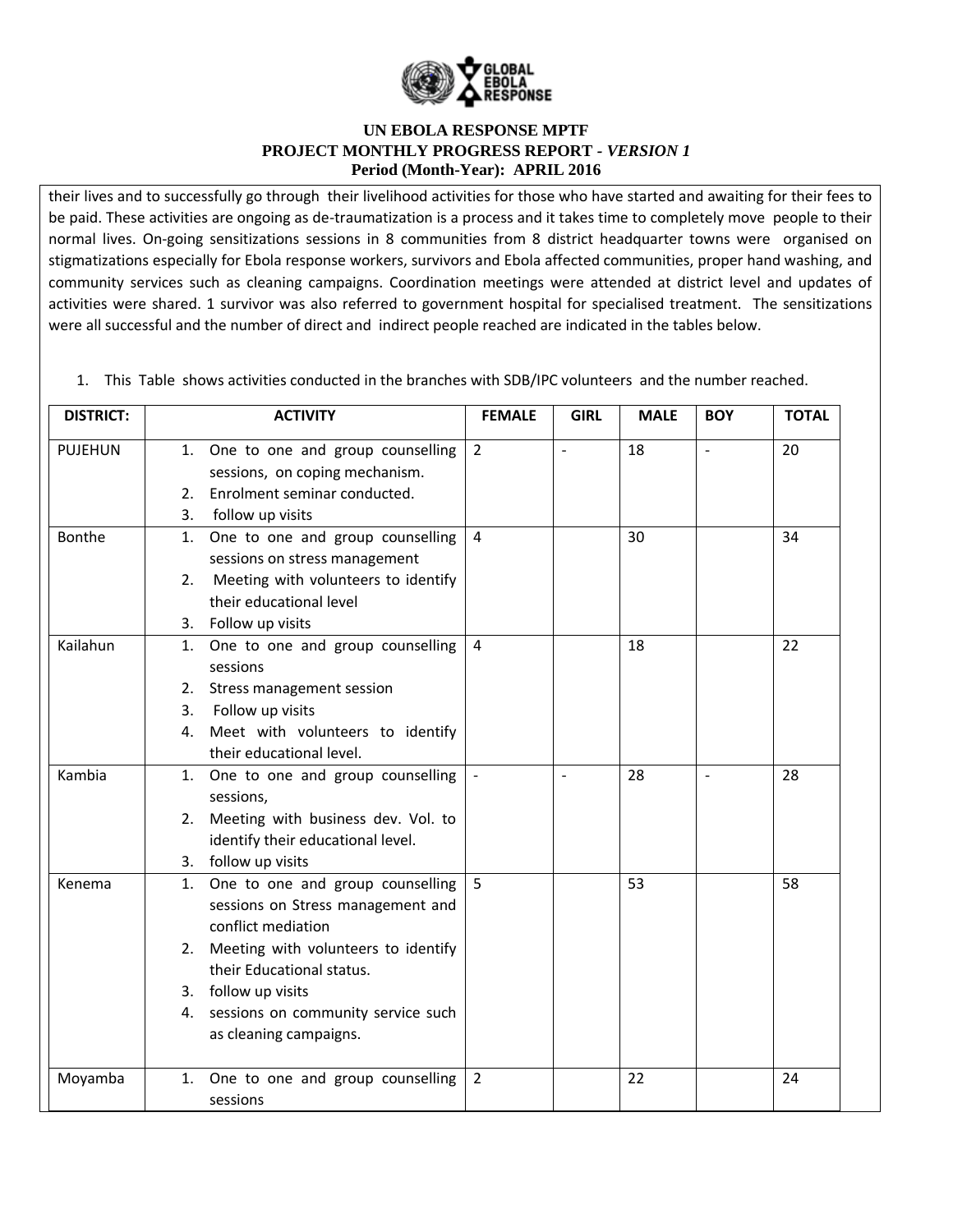their lives and to successfully go through their livelihood activities for those who have started and awaiting for their fees to be paid. These activities are ongoing as de-traumatization is a process and it takes time to completely move people to their normal lives. On-going sensitizations sessions in 8 communities from 8 district headquarter towns were organised on stigmatizations especially for Ebola response workers, survivors and Ebola affected communities, proper hand washing, and community services such as cleaning campaigns. Coordination meetings were attended at district level and updates of activities were shared. 1 survivor was also referred to government hospital for specialised treatment. The sensitizations were all successful and the number of direct and indirect people reached are indicated in the tables below.

1. This Table shows activities conducted in the branches with SDB/IPC volunteers and the number reached.

| DISTRICT: | ACTIVITY | FEMALE | GIRL | MALE | BOY | TOTAL |
|---|---|---|---|---|---|---|
| PUJEHUN | 1. One to one and group counselling sessions, on coping mechanism.<br>2. Enrolment seminar conducted.<br>3. follow up visits | 2 | - | 18 | - | 20 |
| Bonthe | 1. One to one and group counselling sessions on stress management<br>2. Meeting with volunteers to identify their educational level<br>3. Follow up visits | 4 | | 30 | | 34 |
| Kailahun | 1. One to one and group counselling sessions<br>2. Stress management session<br>3. Follow up visits<br>4. Meet with volunteers to identify their educational level. | 4 | | 18 | | 22 |
| Kambia | 1. One to one and group counselling sessions,<br>2. Meeting with business dev. Vol. to identify their educational level.<br>3. follow up visits | - | - | 28 | - | 28 |
| Kenema | 1. One to one and group counselling sessions on Stress management and conflict mediation<br>2. Meeting with volunteers to identify their Educational status.<br>3. follow up visits<br>4. sessions on community service such as cleaning campaigns. | 5 | | 53 | | 58 |
| Moyamba | 1. One to one and group counselling sessions | 2 | | 22 | | 24 |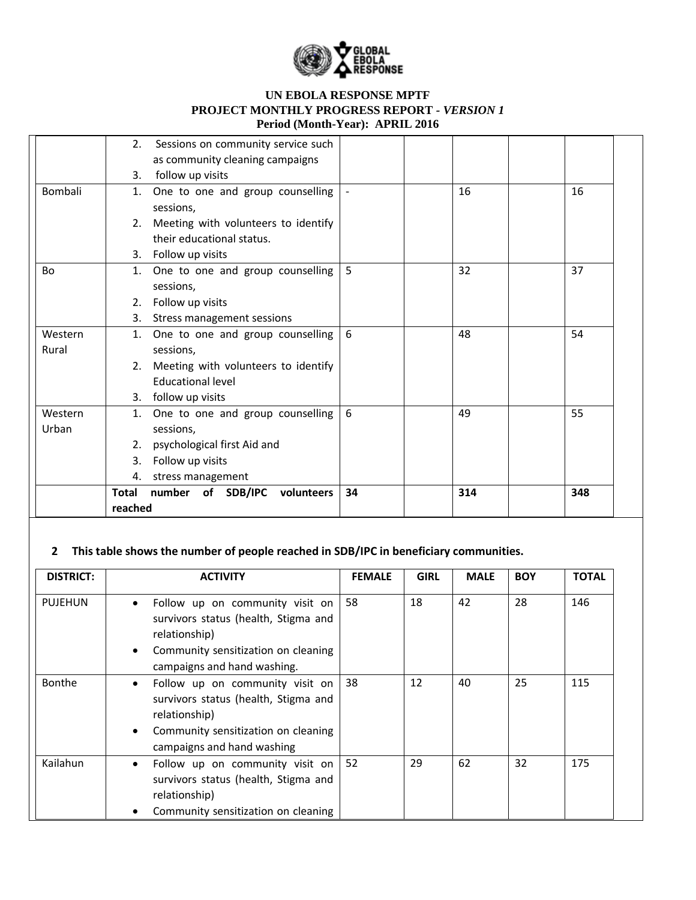**UN EBOLA RESPONSE MPTF**
**PROJECT MONTHLY PROGRESS REPORT - *VERSION 1***
**Period (Month-Year): APRIL 2016**

| | | | | | | |
|---|---|---|---|---|---|---|
| | 2. Sessions on community service such as community cleaning campaigns<br>3. follow up visits | | | | | |
| Bombali | 1. One to one and group counselling sessions,<br>2. Meeting with volunteers to identify their educational status.<br>3. Follow up visits | - | | 16 | | 16 |
| Bo | 1. One to one and group counselling sessions,<br>2. Follow up visits<br>3. Stress management sessions | 5 | | 32 | | 37 |
| Western Rural | 1. One to one and group counselling sessions,<br>2. Meeting with volunteers to identify Educational level<br>3. follow up visits | 6 | | 48 | | 54 |
| Western Urban | 1. One to one and group counselling sessions,<br>2. psychological first Aid and<br>3. Follow up visits<br>4. stress management | 6 | | 49 | | 55 |
| | **Total number of SDB/IPC volunteers reached** | **34** | | **314** | | **348** |

**2 This table shows the number of people reached in SDB/IPC in beneficiary communities.**

| DISTRICT: | ACTIVITY | FEMALE | GIRL | MALE | BOY | TOTAL |
|---|---|---|---|---|---|---|
| PUJEHUN | • Follow up on community visit on survivors status (health, Stigma and relationship)<br>• Community sensitization on cleaning campaigns and hand washing. | 58 | 18 | 42 | 28 | 146 |
| Bonthe | • Follow up on community visit on survivors status (health, Stigma and relationship)<br>• Community sensitization on cleaning campaigns and hand washing | 38 | 12 | 40 | 25 | 115 |
| Kailahun | • Follow up on community visit on survivors status (health, Stigma and relationship)<br>• Community sensitization on cleaning | 52 | 29 | 62 | 32 | 175 |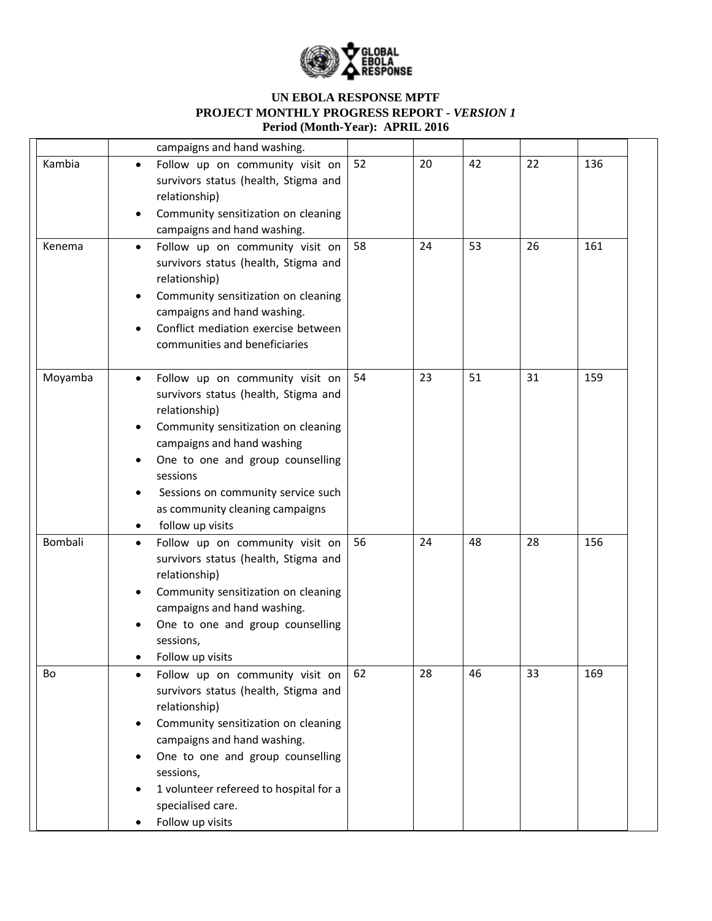| | | | | | | | |
|---|---|---|---|---|---|---|---|
| | campaigns and hand washing. | | | | | | |
| Kambia | • Follow up on community visit on survivors status (health, Stigma and relationship)<br>• Community sensitization on cleaning campaigns and hand washing. | 52 | 20 | 42 | 22 | 136 | |
| Kenema | • Follow up on community visit on survivors status (health, Stigma and relationship)<br>• Community sensitization on cleaning campaigns and hand washing.<br>• Conflict mediation exercise between communities and beneficiaries | 58 | 24 | 53 | 26 | 161 | |
| Moyamba | • Follow up on community visit on survivors status (health, Stigma and relationship)<br>• Community sensitization on cleaning campaigns and hand washing<br>• One to one and group counselling sessions<br>• Sessions on community service such as community cleaning campaigns<br>• follow up visits | 54 | 23 | 51 | 31 | 159 | |
| Bombali | • Follow up on community visit on survivors status (health, Stigma and relationship)<br>• Community sensitization on cleaning campaigns and hand washing.<br>• One to one and group counselling sessions,<br>• Follow up visits | 56 | 24 | 48 | 28 | 156 | |
| Bo | • Follow up on community visit on survivors status (health, Stigma and relationship)<br>• Community sensitization on cleaning campaigns and hand washing.<br>• One to one and group counselling sessions,<br>• 1 volunteer refereed to hospital for a specialised care.<br>• Follow up visits | 62 | 28 | 46 | 33 | 169 | |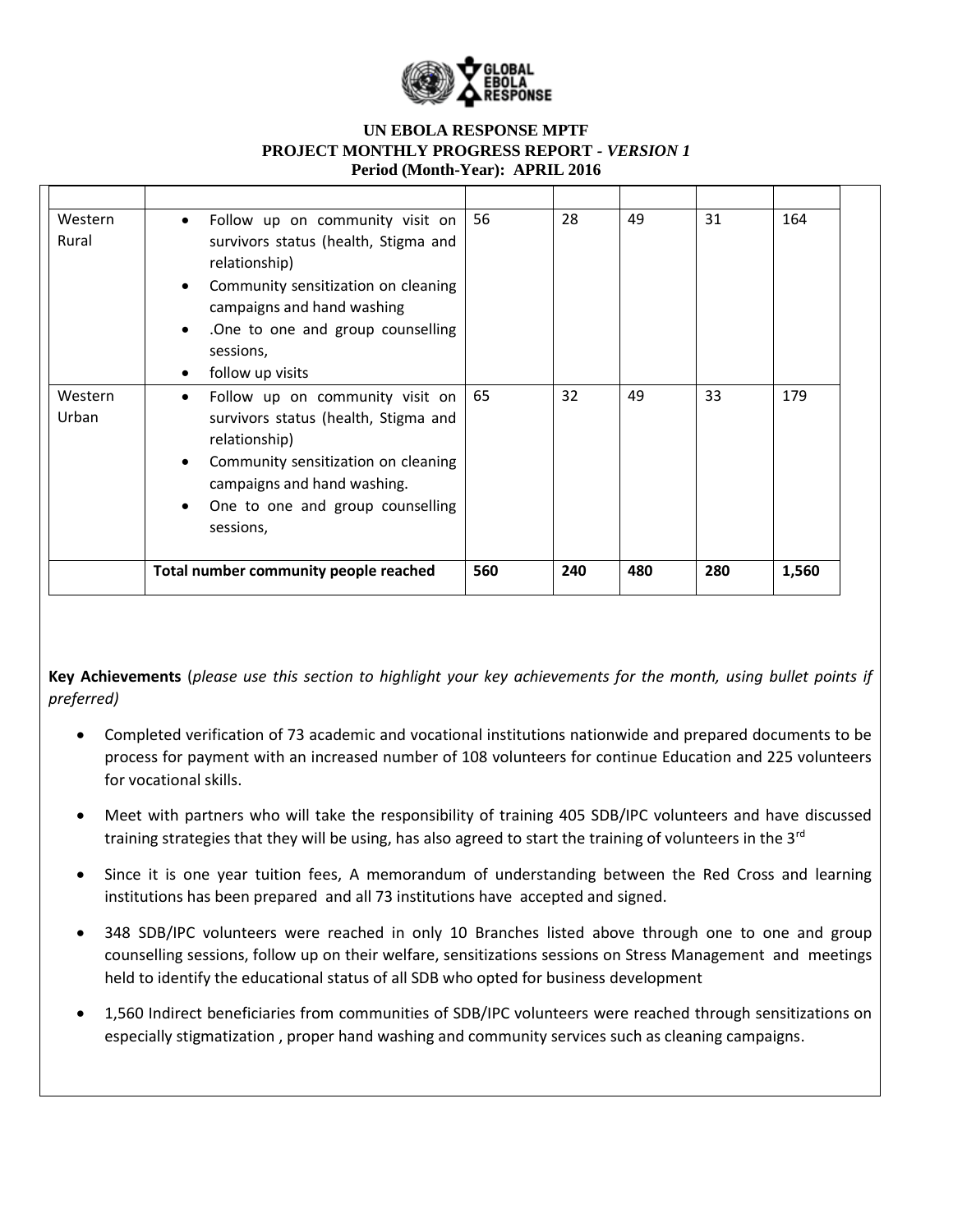**UN EBOLA RESPONSE MPTF**
**PROJECT MONTHLY PROGRESS REPORT - *VERSION 1***
**Period (Month-Year): APRIL 2016**

| | | | | | | |
|---|---|---|---|---|---|---|
| Western Rural | • Follow up on community visit on survivors status (health, Stigma and relationship)<br>• Community sensitization on cleaning campaigns and hand washing<br>• .One to one and group counselling sessions,<br>• follow up visits | 56 | 28 | 49 | 31 | 164 |
| Western Urban | • Follow up on community visit on survivors status (health, Stigma and relationship)<br>• Community sensitization on cleaning campaigns and hand washing.<br>• One to one and group counselling sessions, | 65 | 32 | 49 | 33 | 179 |
| | **Total number community people reached** | **560** | **240** | **480** | **280** | **1,560** |

**Key Achievements** (*please use this section to highlight your key achievements for the month, using bullet points if preferred)*

- Completed verification of 73 academic and vocational institutions nationwide and prepared documents to be process for payment with an increased number of 108 volunteers for continue Education and 225 volunteers for vocational skills.
- Meet with partners who will take the responsibility of training 405 SDB/IPC volunteers and have discussed training strategies that they will be using, has also agreed to start the training of volunteers in the 3rd
- Since it is one year tuition fees, A memorandum of understanding between the Red Cross and learning institutions has been prepared and all 73 institutions have accepted and signed.
- 348 SDB/IPC volunteers were reached in only 10 Branches listed above through one to one and group counselling sessions, follow up on their welfare, sensitizations sessions on Stress Management and meetings held to identify the educational status of all SDB who opted for business development
- 1,560 Indirect beneficiaries from communities of SDB/IPC volunteers were reached through sensitizations on especially stigmatization , proper hand washing and community services such as cleaning campaigns.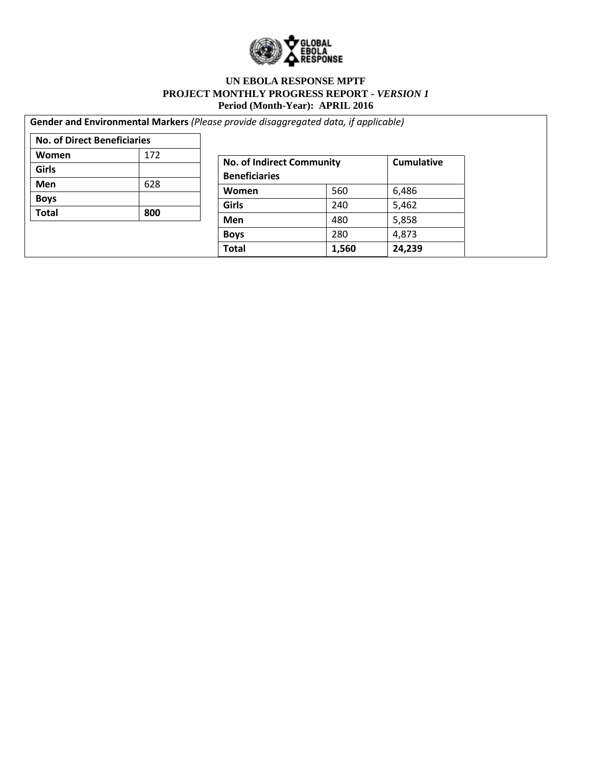**UN EBOLA RESPONSE MPTF**
**PROJECT MONTHLY PROGRESS REPORT -** ***VERSION 1***
**Period (Month-Year): APRIL 2016**

**Gender and Environmental Markers** *(Please provide disaggregated data, if applicable)*

| **No. of Direct Beneficiaries** | |
|---|---|
| **Women** | 172 |
| **Girls** | |
| **Men** | 628 |
| **Boys** | |
| **Total** | **800** |

| **No. of Indirect Community Beneficiaries** | | **Cumulative** |
|---|---|---|
| **Women** | 560 | 6,486 |
| **Girls** | 240 | 5,462 |
| **Men** | 480 | 5,858 |
| **Boys** | 280 | 4,873 |
| **Total** | **1,560** | **24,239** |